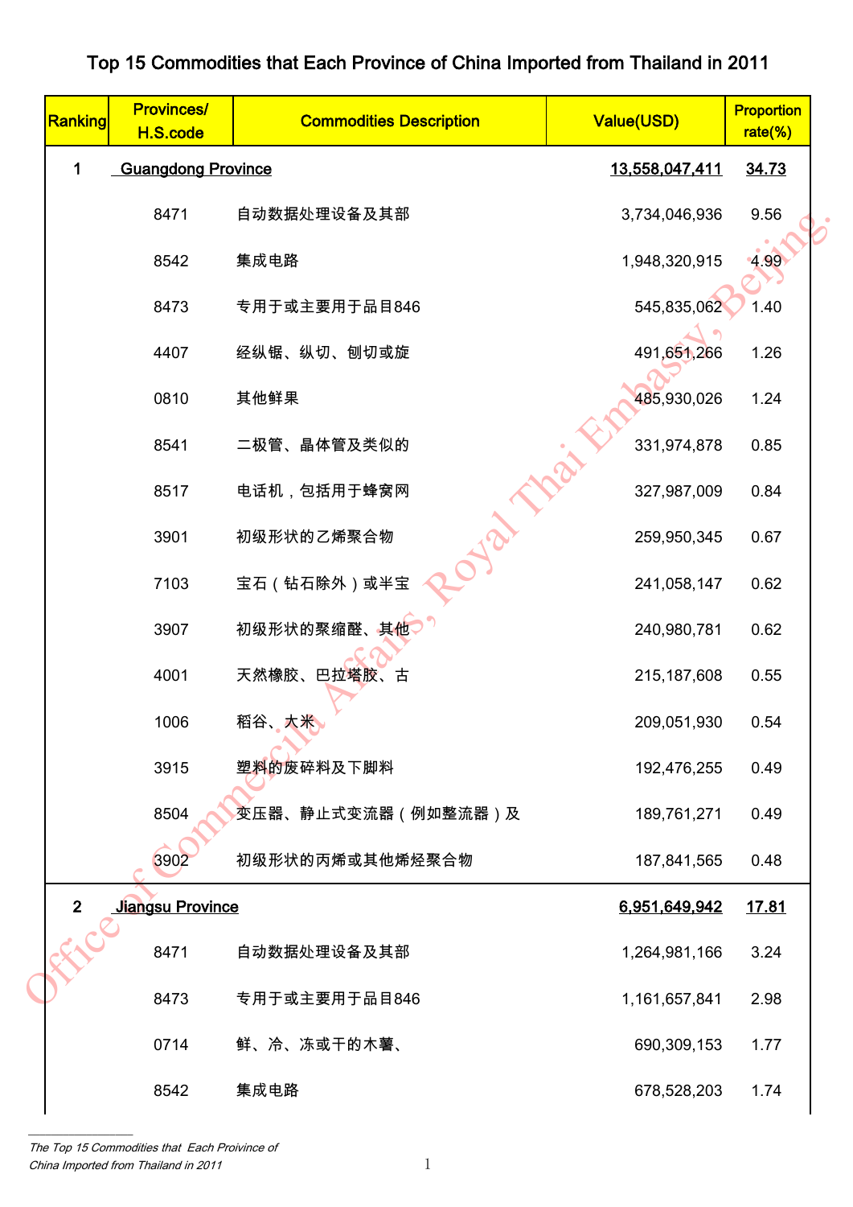# Top 15 Commodities that Each Province of China Imported from Thailand in 2011

| Ranking | Provinces/ H.S.code | Commodities Description | Value(USD) | Proportion rate(%) |
|---|---|---|---|---|
| 1 | **Guangdong Province** | | **13,558,047,411** | **34.73** |
| | 8471 | 自动数据处理设备及其部 | 3,734,046,936 | 9.56 |
| | 8542 | 集成电路 | 1,948,320,915 | 4.99 |
| | 8473 | 专用于或主要用于品目846 | 545,835,062 | 1.40 |
| | 4407 | 经纵锯、纵切、刨切或旋 | 491,651,266 | 1.26 |
| | 0810 | 其他鲜果 | 485,930,026 | 1.24 |
| | 8541 | 二极管、晶体管及类似的 | 331,974,878 | 0.85 |
| | 8517 | 电话机，包括用于蜂窝网 | 327,987,009 | 0.84 |
| | 3901 | 初级形状的乙烯聚合物 | 259,950,345 | 0.67 |
| | 7103 | 宝石（钻石除外）或半宝 | 241,058,147 | 0.62 |
| | 3907 | 初级形状的聚缩醛、其他 | 240,980,781 | 0.62 |
| | 4001 | 天然橡胶、巴拉塔胶、古 | 215,187,608 | 0.55 |
| | 1006 | 稻谷、大米 | 209,051,930 | 0.54 |
| | 3915 | 塑料的废碎料及下脚料 | 192,476,255 | 0.49 |
| | 8504 | 变压器、静止式变流器（例如整流器）及 | 189,761,271 | 0.49 |
| | 3902 | 初级形状的丙烯或其他烯烃聚合物 | 187,841,565 | 0.48 |
| 2 | **Jiangsu Province** | | **6,951,649,942** | **17.81** |
| | 8471 | 自动数据处理设备及其部 | 1,264,981,166 | 3.24 |
| | 8473 | 专用于或主要用于品目846 | 1,161,657,841 | 2.98 |
| | 0714 | 鲜、冷、冻或干的木薯、 | 690,309,153 | 1.77 |
| | 8542 | 集成电路 | 678,528,203 | 1.74 |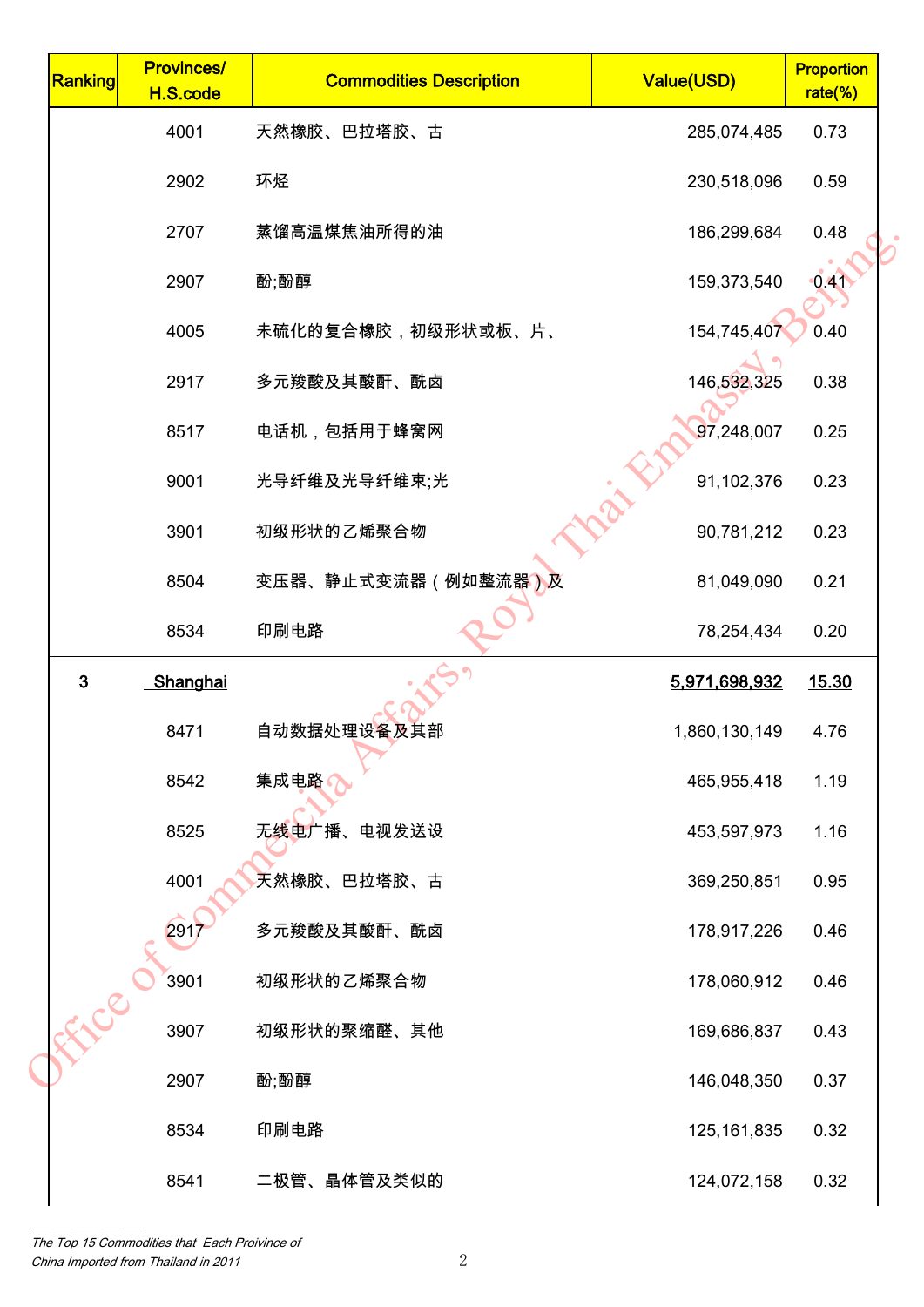| Ranking | Provinces/ H.S.code | Commodities Description | Value(USD) | Proportion rate(%) |
|---|---|---|---|---|
| | 4001 | 天然橡胶、巴拉塔胶、古 | 285,074,485 | 0.73 |
| | 2902 | 环烃 | 230,518,096 | 0.59 |
| | 2707 | 蒸馏高温煤焦油所得的油 | 186,299,684 | 0.48 |
| | 2907 | 酚;酚醇 | 159,373,540 | 0.41 |
| | 4005 | 未硫化的复合橡胶，初级形状或板、片、 | 154,745,407 | 0.40 |
| | 2917 | 多元羧酸及其酸酐、酰卤 | 146,532,325 | 0.38 |
| | 8517 | 电话机，包括用于蜂窝网 | 97,248,007 | 0.25 |
| | 9001 | 光导纤维及光导纤维束;光 | 91,102,376 | 0.23 |
| | 3901 | 初级形状的乙烯聚合物 | 90,781,212 | 0.23 |
| | 8504 | 变压器、静止式变流器（例如整流器）及 | 81,049,090 | 0.21 |
| | 8534 | 印刷电路 | 78,254,434 | 0.20 |
| 3 | **Shanghai** | | **5,971,698,932** | **15.30** |
| | 8471 | 自动数据处理设备及其部 | 1,860,130,149 | 4.76 |
| | 8542 | 集成电路 | 465,955,418 | 1.19 |
| | 8525 | 无线电广播、电视发送设 | 453,597,973 | 1.16 |
| | 4001 | 天然橡胶、巴拉塔胶、古 | 369,250,851 | 0.95 |
| | 2917 | 多元羧酸及其酸酐、酰卤 | 178,917,226 | 0.46 |
| | 3901 | 初级形状的乙烯聚合物 | 178,060,912 | 0.46 |
| | 3907 | 初级形状的聚缩醛、其他 | 169,686,837 | 0.43 |
| | 2907 | 酚;酚醇 | 146,048,350 | 0.37 |
| | 8534 | 印刷电路 | 125,161,835 | 0.32 |
| | 8541 | 二极管、晶体管及类似的 | 124,072,158 | 0.32 |

*The Top 15 Commodities that Each Privince of China Imported from Thailand in 2011*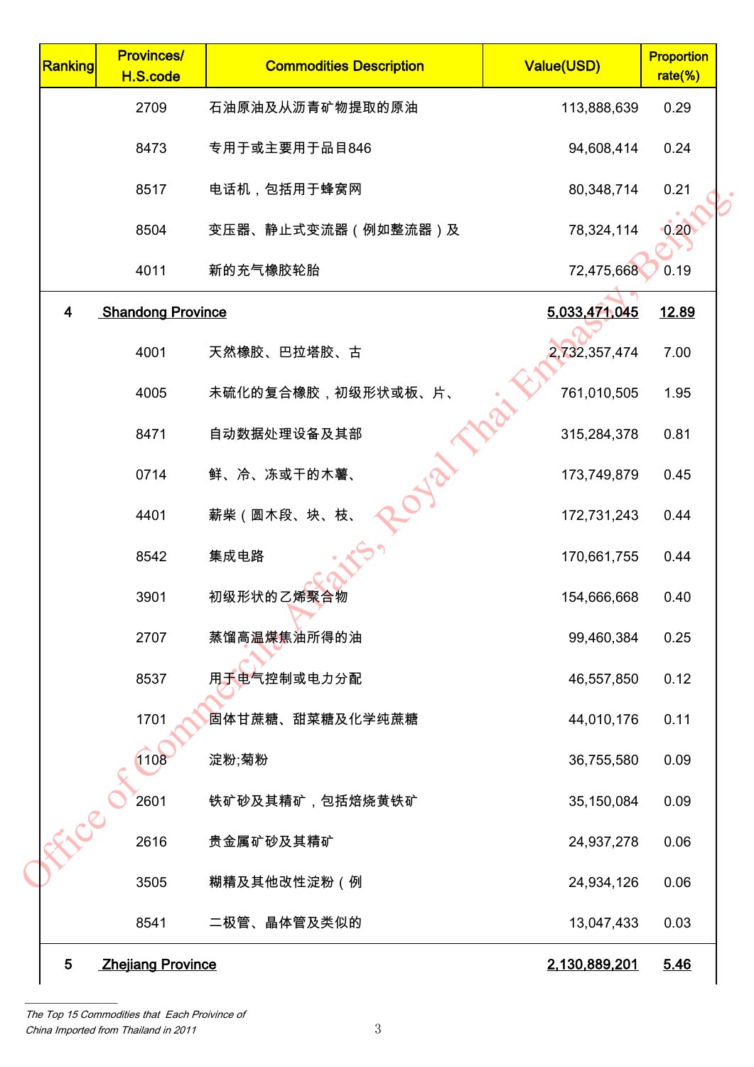| Ranking | Provinces/ H.S.code | Commodities Description | Value(USD) | Proportion rate(%) |
|---|---|---|---|---|
| | 2709 | 石油原油及从沥青矿物提取的原油 | 113,888,639 | 0.29 |
| | 8473 | 专用于或主要用于品目846 | 94,608,414 | 0.24 |
| | 8517 | 电话机，包括用于蜂窝网 | 80,348,714 | 0.21 |
| | 8504 | 变压器、静止式变流器（例如整流器）及 | 78,324,114 | 0.20 |
| | 4011 | 新的充气橡胶轮胎 | 72,475,668 | 0.19 |
| 4 | **Shandong Province** | | **5,033,471,045** | **12.89** |
| | 4001 | 天然橡胶、巴拉塔胶、古 | 2,732,357,474 | 7.00 |
| | 4005 | 未硫化的复合橡胶，初级形状或板、片、 | 761,010,505 | 1.95 |
| | 8471 | 自动数据处理设备及其部 | 315,284,378 | 0.81 |
| | 0714 | 鲜、冷、冻或干的木薯、 | 173,749,879 | 0.45 |
| | 4401 | 薪柴（圆木段、块、枝、 | 172,731,243 | 0.44 |
| | 8542 | 集成电路 | 170,661,755 | 0.44 |
| | 3901 | 初级形状的乙烯聚合物 | 154,666,668 | 0.40 |
| | 2707 | 蒸馏高温煤焦油所得的油 | 99,460,384 | 0.25 |
| | 8537 | 用于电气控制或电力分配 | 46,557,850 | 0.12 |
| | 1701 | 固体甘蔗糖、甜菜糖及化学纯蔗糖 | 44,010,176 | 0.11 |
| | 1108 | 淀粉;菊粉 | 36,755,580 | 0.09 |
| | 2601 | 铁矿砂及其精矿，包括焙烧黄铁矿 | 35,150,084 | 0.09 |
| | 2616 | 贵金属矿砂及其精矿 | 24,937,278 | 0.06 |
| | 3505 | 糊精及其他改性淀粉（例 | 24,934,126 | 0.06 |
| | 8541 | 二极管、晶体管及类似的 | 13,047,433 | 0.03 |
| 5 | **Zhejiang Province** | | **2,130,889,201** | **5.46** |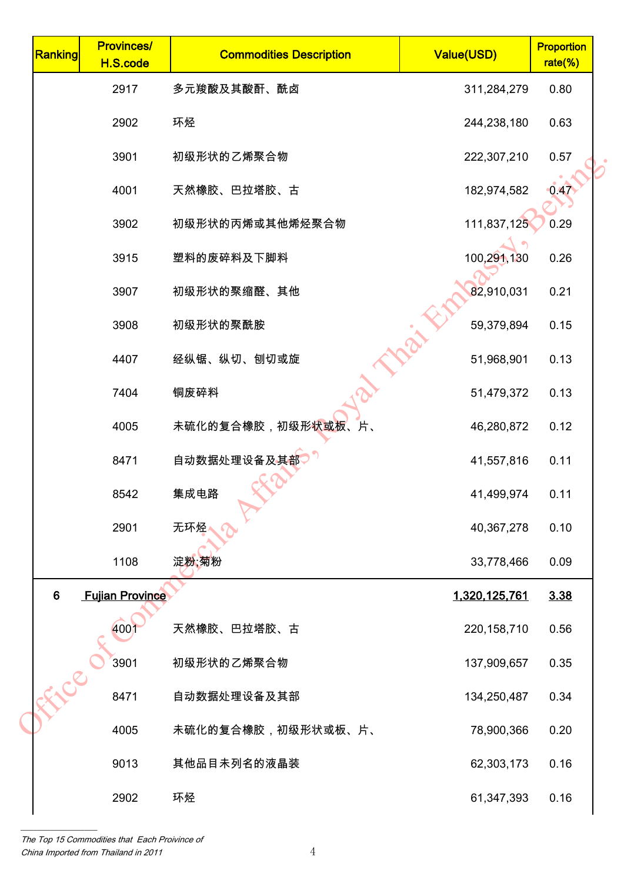| Ranking | Provinces/ H.S.code | Commodities Description | Value(USD) | Proportion rate(%) |
|---|---|---|---|---|
| | 2917 | 多元羧酸及其酸酐、酰卤 | 311,284,279 | 0.80 |
| | 2902 | 环烃 | 244,238,180 | 0.63 |
| | 3901 | 初级形状的乙烯聚合物 | 222,307,210 | 0.57 |
| | 4001 | 天然橡胶、巴拉塔胶、古 | 182,974,582 | 0.47 |
| | 3902 | 初级形状的丙烯或其他烯烃聚合物 | 111,837,125 | 0.29 |
| | 3915 | 塑料的废碎料及下脚料 | 100,291,130 | 0.26 |
| | 3907 | 初级形状的聚缩醛、其他 | 82,910,031 | 0.21 |
| | 3908 | 初级形状的聚酰胺 | 59,379,894 | 0.15 |
| | 4407 | 经纵锯、纵切、刨切或旋 | 51,968,901 | 0.13 |
| | 7404 | 铜废碎料 | 51,479,372 | 0.13 |
| | 4005 | 未硫化的复合橡胶，初级形状或板、片、 | 46,280,872 | 0.12 |
| | 8471 | 自动数据处理设备及其部 | 41,557,816 | 0.11 |
| | 8542 | 集成电路 | 41,499,974 | 0.11 |
| | 2901 | 无环烃 | 40,367,278 | 0.10 |
| | 1108 | 淀粉;菊粉 | 33,778,466 | 0.09 |
| 6 | Fujian Province | | 1,320,125,761 | 3.38 |
| | 4001 | 天然橡胶、巴拉塔胶、古 | 220,158,710 | 0.56 |
| | 3901 | 初级形状的乙烯聚合物 | 137,909,657 | 0.35 |
| | 8471 | 自动数据处理设备及其部 | 134,250,487 | 0.34 |
| | 4005 | 未硫化的复合橡胶，初级形状或板、片、 | 78,900,366 | 0.20 |
| | 9013 | 其他品目未列名的液晶装 | 62,303,173 | 0.16 |
| | 2902 | 环烃 | 61,347,393 | 0.16 |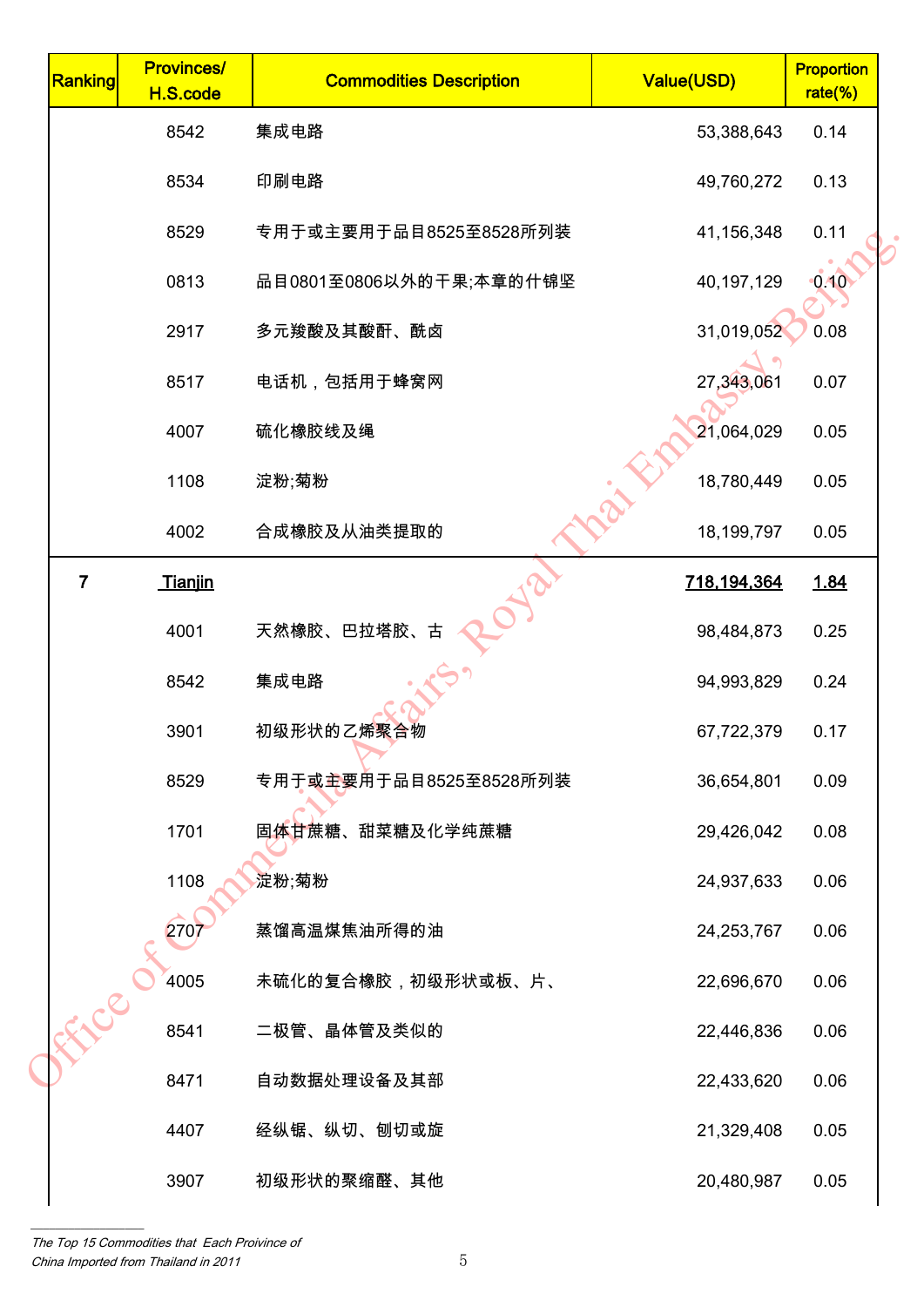| Ranking | Provinces/ H.S.code | Commodities Description | Value(USD) | Proportion rate(%) |
|---|---|---|---|---|
| | 8542 | 集成电路 | 53,388,643 | 0.14 |
| | 8534 | 印刷电路 | 49,760,272 | 0.13 |
| | 8529 | 专用于或主要用于品目8525至8528所列装 | 41,156,348 | 0.11 |
| | 0813 | 品目0801至0806以外的干果;本章的什锦坚 | 40,197,129 | 0.10 |
| | 2917 | 多元羧酸及其酸酐、酰卤 | 31,019,052 | 0.08 |
| | 8517 | 电话机，包括用于蜂窝网 | 27,343,061 | 0.07 |
| | 4007 | 硫化橡胶线及绳 | 21,064,029 | 0.05 |
| | 1108 | 淀粉;菊粉 | 18,780,449 | 0.05 |
| | 4002 | 合成橡胶及从油类提取的 | 18,199,797 | 0.05 |
| 7 | **Tianjin** | | **718,194,364** | **1.84** |
| | 4001 | 天然橡胶、巴拉塔胶、古 | 98,484,873 | 0.25 |
| | 8542 | 集成电路 | 94,993,829 | 0.24 |
| | 3901 | 初级形状的乙烯聚合物 | 67,722,379 | 0.17 |
| | 8529 | 专用于或主要用于品目8525至8528所列装 | 36,654,801 | 0.09 |
| | 1701 | 固体甘蔗糖、甜菜糖及化学纯蔗糖 | 29,426,042 | 0.08 |
| | 1108 | 淀粉;菊粉 | 24,937,633 | 0.06 |
| | 2707 | 蒸馏高温煤焦油所得的油 | 24,253,767 | 0.06 |
| | 4005 | 未硫化的复合橡胶，初级形状或板、片、 | 22,696,670 | 0.06 |
| | 8541 | 二极管、晶体管及类似的 | 22,446,836 | 0.06 |
| | 8471 | 自动数据处理设备及其部 | 22,433,620 | 0.06 |
| | 4407 | 经纵锯、纵切、刨切或旋 | 21,329,408 | 0.05 |
| | 3907 | 初级形状的聚缩醛、其他 | 20,480,987 | 0.05 |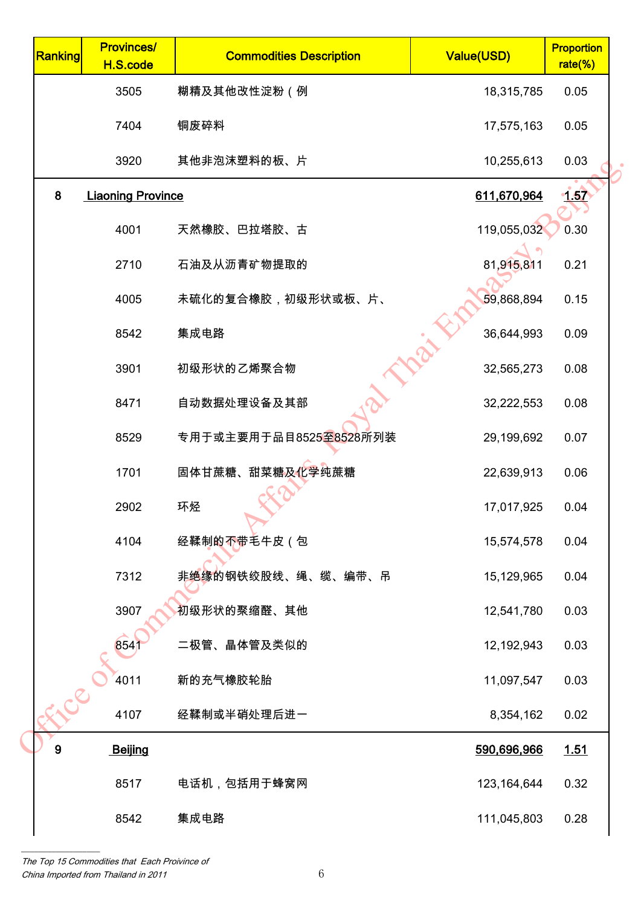| Ranking | Provinces/ H.S.code | Commodities Description | Value(USD) | Proportion rate(%) |
|---|---|---|---|---|
| | 3505 | 糊精及其他改性淀粉（例 | 18,315,785 | 0.05 |
| | 7404 | 铜废碎料 | 17,575,163 | 0.05 |
| | 3920 | 其他非泡沫塑料的板、片 | 10,255,613 | 0.03 |
| 8 | **Liaoning Province** | | **611,670,964** | **1.57** |
| | 4001 | 天然橡胶、巴拉塔胶、古 | 119,055,032 | 0.30 |
| | 2710 | 石油及从沥青矿物提取的 | 81,915,811 | 0.21 |
| | 4005 | 未硫化的复合橡胶，初级形状或板、片、 | 59,868,894 | 0.15 |
| | 8542 | 集成电路 | 36,644,993 | 0.09 |
| | 3901 | 初级形状的乙烯聚合物 | 32,565,273 | 0.08 |
| | 8471 | 自动数据处理设备及其部 | 32,222,553 | 0.08 |
| | 8529 | 专用于或主要用于品目8525至8528所列装 | 29,199,692 | 0.07 |
| | 1701 | 固体甘蔗糖、甜菜糖及化学纯蔗糖 | 22,639,913 | 0.06 |
| | 2902 | 环烃 | 17,017,925 | 0.04 |
| | 4104 | 经鞣制的不带毛牛皮（包 | 15,574,578 | 0.04 |
| | 7312 | 非绝缘的钢铁绞股线、绳、缆、编带、吊 | 15,129,965 | 0.04 |
| | 3907 | 初级形状的聚缩醛、其他 | 12,541,780 | 0.03 |
| | 8541 | 二极管、晶体管及类似的 | 12,192,943 | 0.03 |
| | 4011 | 新的充气橡胶轮胎 | 11,097,547 | 0.03 |
| | 4107 | 经鞣制或半硝处理后进一 | 8,354,162 | 0.02 |
| 9 | **Beijing** | | **590,696,966** | **1.51** |
| | 8517 | 电话机，包括用于蜂窝网 | 123,164,644 | 0.32 |
| | 8542 | 集成电路 | 111,045,803 | 0.28 |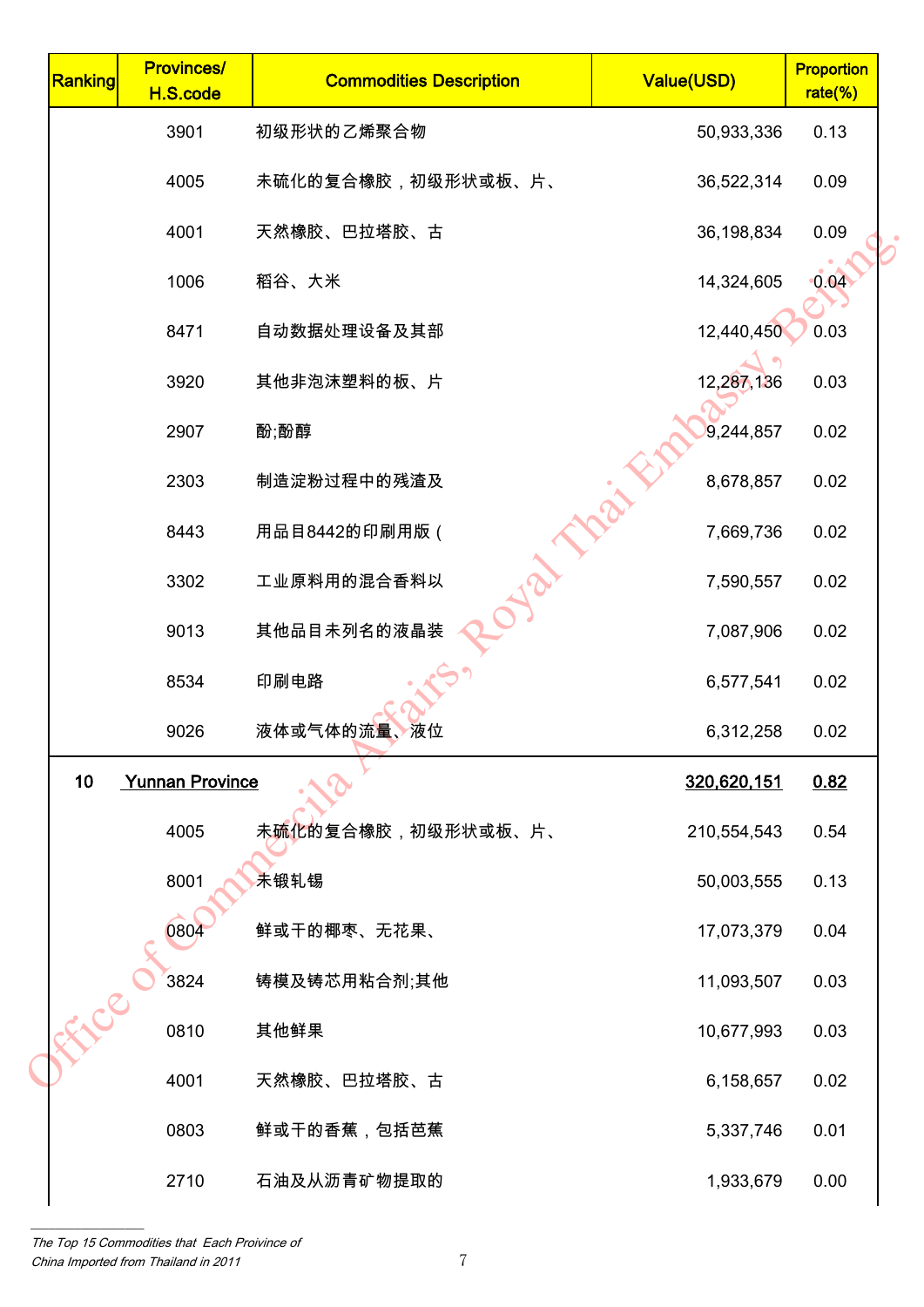| Ranking | Provinces/ H.S.code | Commodities Description | Value(USD) | Proportion rate(%) |
|---|---|---|---|---|
| | 3901 | 初级形状的乙烯聚合物 | 50,933,336 | 0.13 |
| | 4005 | 未硫化的复合橡胶，初级形状或板、片、 | 36,522,314 | 0.09 |
| | 4001 | 天然橡胶、巴拉塔胶、古 | 36,198,834 | 0.09 |
| | 1006 | 稻谷、大米 | 14,324,605 | 0.04 |
| | 8471 | 自动数据处理设备及其部 | 12,440,450 | 0.03 |
| | 3920 | 其他非泡沫塑料的板、片 | 12,287,136 | 0.03 |
| | 2907 | 酚;酚醇 | 9,244,857 | 0.02 |
| | 2303 | 制造淀粉过程中的残渣及 | 8,678,857 | 0.02 |
| | 8443 | 用品目8442的印刷用版（ | 7,669,736 | 0.02 |
| | 3302 | 工业原料用的混合香料以 | 7,590,557 | 0.02 |
| | 9013 | 其他品目未列名的液晶装 | 7,087,906 | 0.02 |
| | 8534 | 印刷电路 | 6,577,541 | 0.02 |
| | 9026 | 液体或气体的流量、液位 | 6,312,258 | 0.02 |
| 10 | Yunnan Province | | 320,620,151 | 0.82 |
| | 4005 | 未硫化的复合橡胶，初级形状或板、片、 | 210,554,543 | 0.54 |
| | 8001 | 未锻轧锡 | 50,003,555 | 0.13 |
| | 0804 | 鲜或干的椰枣、无花果、 | 17,073,379 | 0.04 |
| | 3824 | 铸模及铸芯用粘合剂;其他 | 11,093,507 | 0.03 |
| | 0810 | 其他鲜果 | 10,677,993 | 0.03 |
| | 4001 | 天然橡胶、巴拉塔胶、古 | 6,158,657 | 0.02 |
| | 0803 | 鲜或干的香蕉，包括芭蕉 | 5,337,746 | 0.01 |
| | 2710 | 石油及从沥青矿物提取的 | 1,933,679 | 0.00 |

*The Top 15 Commodities that Each Province of China Imported from Thailand in 2011*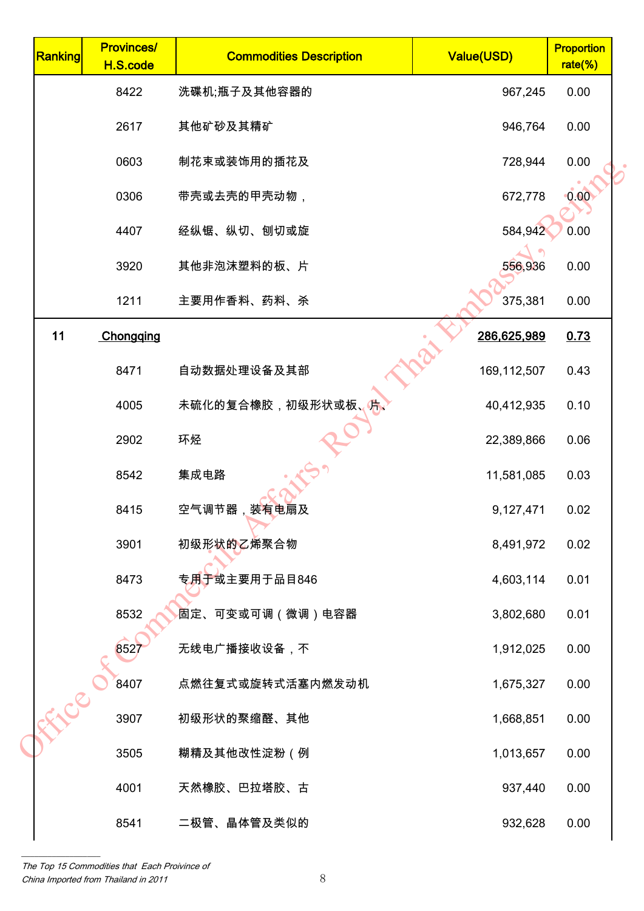| Ranking | Provinces/ H.S.code | Commodities Description | Value(USD) | Proportion rate(%) |
|---|---|---|---|---|
| | 8422 | 洗碟机;瓶子及其他容器的 | 967,245 | 0.00 |
| | 2617 | 其他矿砂及其精矿 | 946,764 | 0.00 |
| | 0603 | 制花束或装饰用的插花及 | 728,944 | 0.00 |
| | 0306 | 带壳或去壳的甲壳动物， | 672,778 | 0.00 |
| | 4407 | 经纵锯、纵切、刨切或旋 | 584,942 | 0.00 |
| | 3920 | 其他非泡沫塑料的板、片 | 556,936 | 0.00 |
| | 1211 | 主要用作香料、药料、杀 | 375,381 | 0.00 |
| 11 | Chongqing | | 286,625,989 | 0.73 |
| | 8471 | 自动数据处理设备及其部 | 169,112,507 | 0.43 |
| | 4005 | 未硫化的复合橡胶，初级形状或板、片、 | 40,412,935 | 0.10 |
| | 2902 | 环烃 | 22,389,866 | 0.06 |
| | 8542 | 集成电路 | 11,581,085 | 0.03 |
| | 8415 | 空气调节器，装有电扇及 | 9,127,471 | 0.02 |
| | 3901 | 初级形状的乙烯聚合物 | 8,491,972 | 0.02 |
| | 8473 | 专用于或主要用于品目846 | 4,603,114 | 0.01 |
| | 8532 | 固定、可变或可调（微调）电容器 | 3,802,680 | 0.01 |
| | 8527 | 无线电广播接收设备，不 | 1,912,025 | 0.00 |
| | 8407 | 点燃往复式或旋转式活塞内燃发动机 | 1,675,327 | 0.00 |
| | 3907 | 初级形状的聚缩醛、其他 | 1,668,851 | 0.00 |
| | 3505 | 糊精及其他改性淀粉（例 | 1,013,657 | 0.00 |
| | 4001 | 天然橡胶、巴拉塔胶、古 | 937,440 | 0.00 |
| | 8541 | 二极管、晶体管及类似的 | 932,628 | 0.00 |

*The Top 15 Commodities that Each Proivince of China Imported from Thailand in 2011*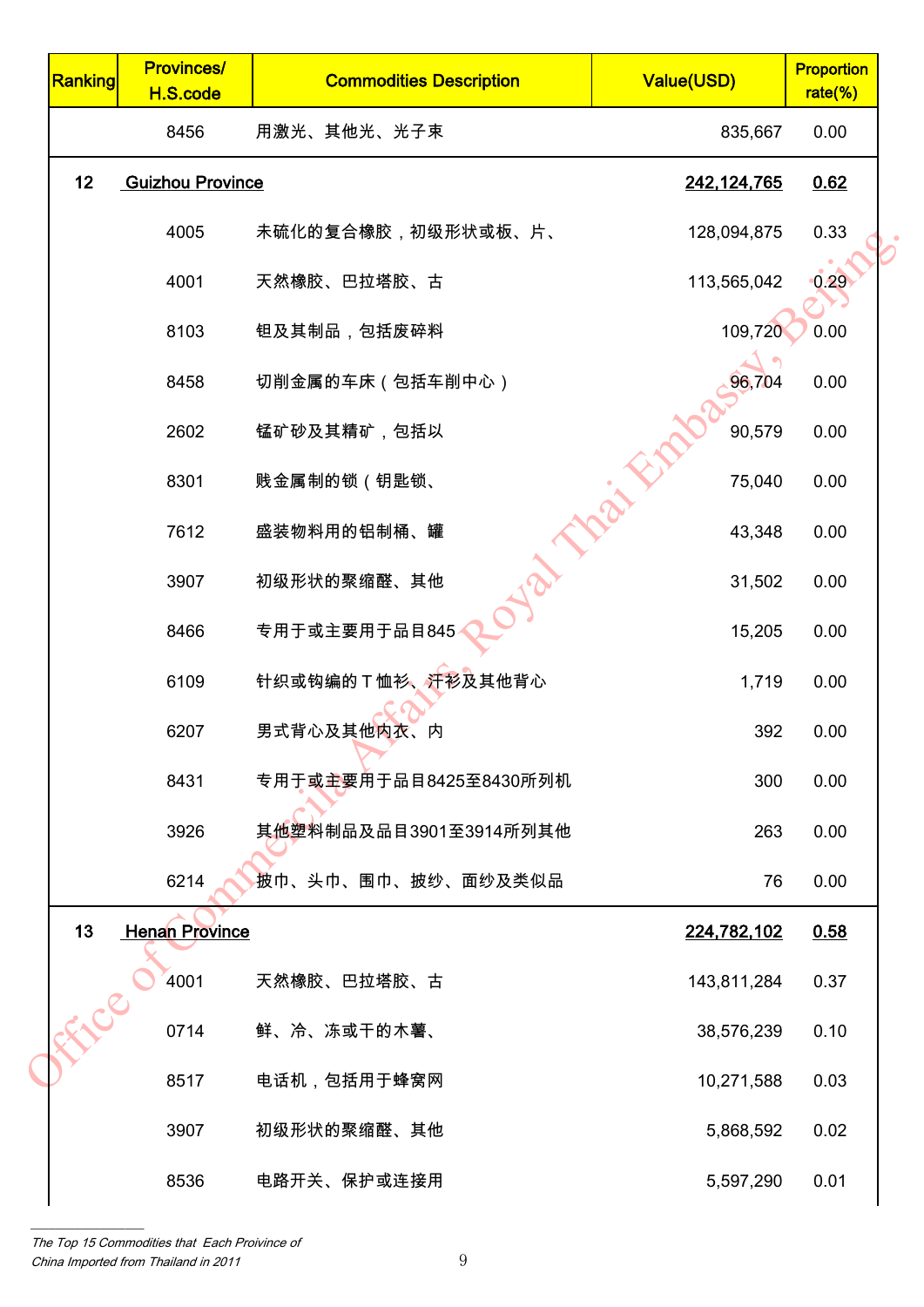| Ranking | Provinces/ H.S.code | Commodities Description | Value(USD) | Proportion rate(%) |
|---|---|---|---|---|
| | 8456 | 用激光、其他光、光子束 | 835,667 | 0.00 |
| 12 | Guizhou Province | | 242,124,765 | 0.62 |
| | 4005 | 未硫化的复合橡胶，初级形状或板、片、 | 128,094,875 | 0.33 |
| | 4001 | 天然橡胶、巴拉塔胶、古 | 113,565,042 | 0.29 |
| | 8103 | 钽及其制品，包括废碎料 | 109,720 | 0.00 |
| | 8458 | 切削金属的车床（包括车削中心） | 96,704 | 0.00 |
| | 2602 | 锰矿砂及其精矿，包括以 | 90,579 | 0.00 |
| | 8301 | 贱金属制的锁（钥匙锁、 | 75,040 | 0.00 |
| | 7612 | 盛装物料用的铝制桶、罐 | 43,348 | 0.00 |
| | 3907 | 初级形状的聚缩醛、其他 | 31,502 | 0.00 |
| | 8466 | 专用于或主要用于品目845 | 15,205 | 0.00 |
| | 6109 | 针织或钩编的T恤衫、汗衫及其他背心 | 1,719 | 0.00 |
| | 6207 | 男式背心及其他内衣、内 | 392 | 0.00 |
| | 8431 | 专用于或主要用于品目8425至8430所列机 | 300 | 0.00 |
| | 3926 | 其他塑料制品及品目3901至3914所列其他 | 263 | 0.00 |
| | 6214 | 披巾、头巾、围巾、披纱、面纱及类似品 | 76 | 0.00 |
| 13 | Henan Province | | 224,782,102 | 0.58 |
| | 4001 | 天然橡胶、巴拉塔胶、古 | 143,811,284 | 0.37 |
| | 0714 | 鲜、冷、冻或干的木薯、 | 38,576,239 | 0.10 |
| | 8517 | 电话机，包括用于蜂窝网 | 10,271,588 | 0.03 |
| | 3907 | 初级形状的聚缩醛、其他 | 5,868,592 | 0.02 |
| | 8536 | 电路开关、保护或连接用 | 5,597,290 | 0.01 |

*The Top 15 Commodities that Each Proivince of China Imported from Thailand in 2011*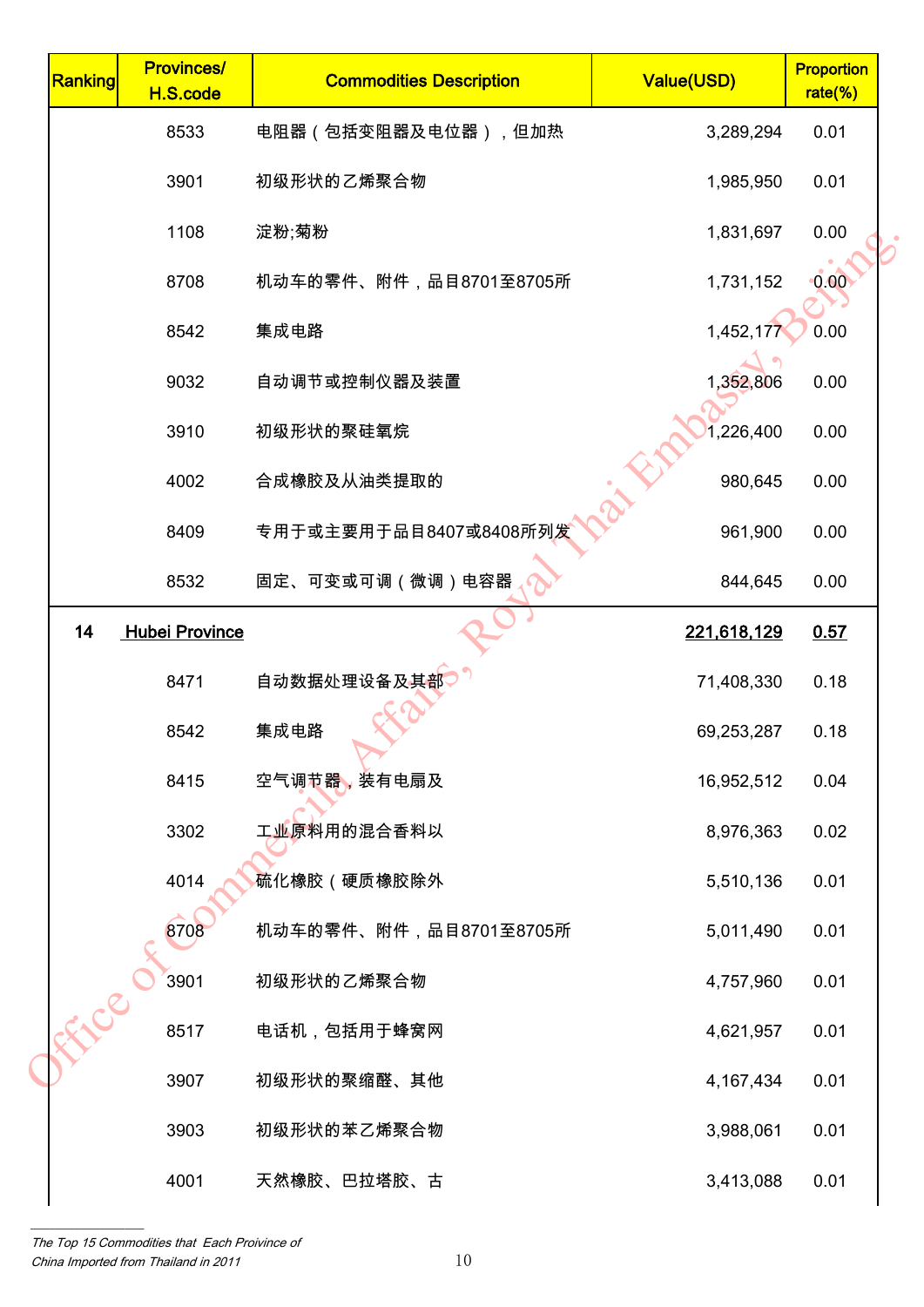| Ranking | Provinces/ H.S.code | Commodities Description | Value(USD) | Proportion rate(%) |
|---|---|---|---|---|
| | 8533 | 电阻器（包括变阻器及电位器），但加热 | 3,289,294 | 0.01 |
| | 3901 | 初级形状的乙烯聚合物 | 1,985,950 | 0.01 |
| | 1108 | 淀粉;菊粉 | 1,831,697 | 0.00 |
| | 8708 | 机动车的零件、附件，品目8701至8705所 | 1,731,152 | 0.00 |
| | 8542 | 集成电路 | 1,452,177 | 0.00 |
| | 9032 | 自动调节或控制仪器及装置 | 1,352,806 | 0.00 |
| | 3910 | 初级形状的聚硅氧烷 | 1,226,400 | 0.00 |
| | 4002 | 合成橡胶及从油类提取的 | 980,645 | 0.00 |
| | 8409 | 专用于或主要用于品目8407或8408所列发 | 961,900 | 0.00 |
| | 8532 | 固定、可变或可调（微调）电容器 | 844,645 | 0.00 |
| 14 | **Hubei Province** | | **221,618,129** | **0.57** |
| | 8471 | 自动数据处理设备及其部 | 71,408,330 | 0.18 |
| | 8542 | 集成电路 | 69,253,287 | 0.18 |
| | 8415 | 空气调节器，装有电扇及 | 16,952,512 | 0.04 |
| | 3302 | 工业原料用的混合香料以 | 8,976,363 | 0.02 |
| | 4014 | 硫化橡胶（硬质橡胶除外 | 5,510,136 | 0.01 |
| | 8708 | 机动车的零件、附件，品目8701至8705所 | 5,011,490 | 0.01 |
| | 3901 | 初级形状的乙烯聚合物 | 4,757,960 | 0.01 |
| | 8517 | 电话机，包括用于蜂窝网 | 4,621,957 | 0.01 |
| | 3907 | 初级形状的聚缩醛、其他 | 4,167,434 | 0.01 |
| | 3903 | 初级形状的苯乙烯聚合物 | 3,988,061 | 0.01 |
| | 4001 | 天然橡胶、巴拉塔胶、古 | 3,413,088 | 0.01 |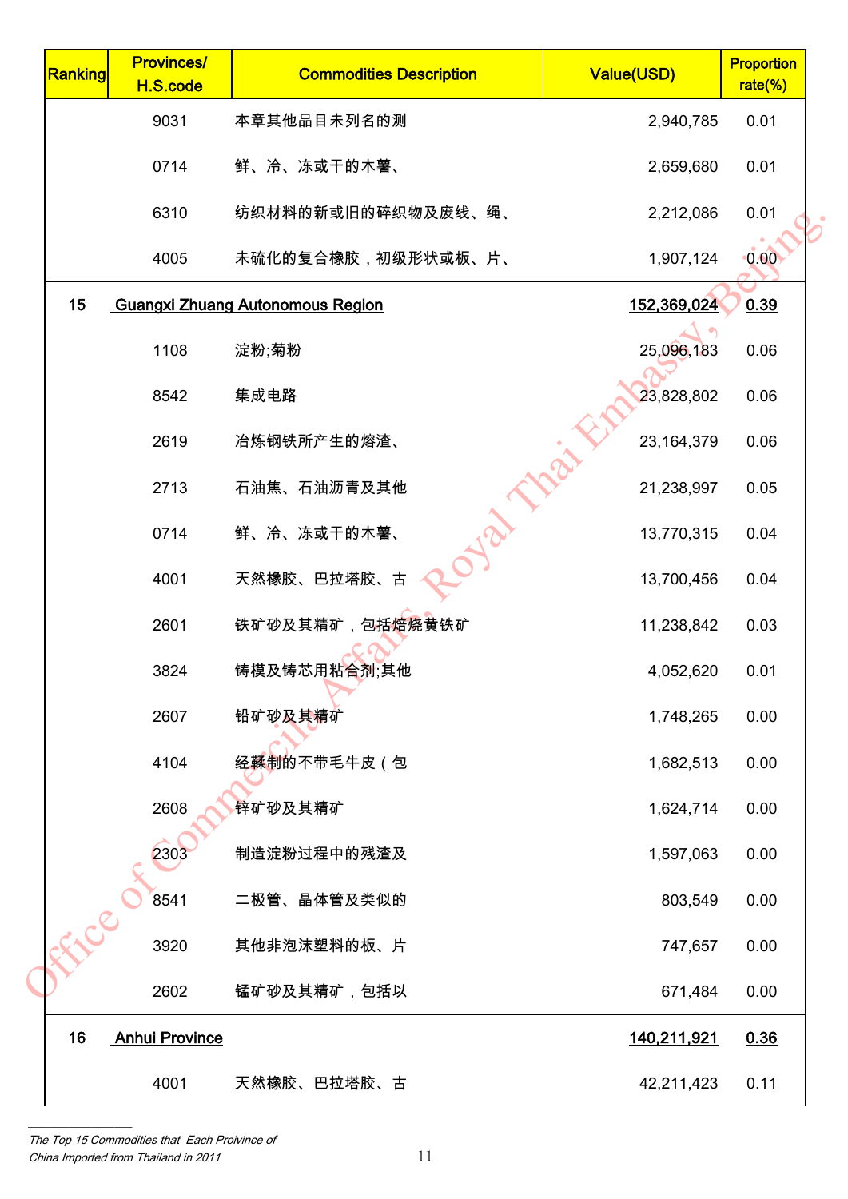| Ranking | Provinces/ H.S.code | Commodities Description | Value(USD) | Proportion rate(%) |
|---|---|---|---|---|
| | 9031 | 本章其他品目未列名的测 | 2,940,785 | 0.01 |
| | 0714 | 鲜、冷、冻或干的木薯、 | 2,659,680 | 0.01 |
| | 6310 | 纺织材料的新或旧的碎织物及废线、绳、 | 2,212,086 | 0.01 |
| | 4005 | 未硫化的复合橡胶，初级形状或板、片、 | 1,907,124 | 0.00 |
| 15 | Guangxi Zhuang Autonomous Region | | 152,369,024 | 0.39 |
| | 1108 | 淀粉;菊粉 | 25,096,183 | 0.06 |
| | 8542 | 集成电路 | 23,828,802 | 0.06 |
| | 2619 | 冶炼钢铁所产生的熔渣、 | 23,164,379 | 0.06 |
| | 2713 | 石油焦、石油沥青及其他 | 21,238,997 | 0.05 |
| | 0714 | 鲜、冷、冻或干的木薯、 | 13,770,315 | 0.04 |
| | 4001 | 天然橡胶、巴拉塔胶、古 | 13,700,456 | 0.04 |
| | 2601 | 铁矿砂及其精矿，包括焙烧黄铁矿 | 11,238,842 | 0.03 |
| | 3824 | 铸模及铸芯用粘合剂;其他 | 4,052,620 | 0.01 |
| | 2607 | 铅矿砂及其精矿 | 1,748,265 | 0.00 |
| | 4104 | 经鞣制的不带毛牛皮（包 | 1,682,513 | 0.00 |
| | 2608 | 锌矿砂及其精矿 | 1,624,714 | 0.00 |
| | 2303 | 制造淀粉过程中的残渣及 | 1,597,063 | 0.00 |
| | 8541 | 二极管、晶体管及类似的 | 803,549 | 0.00 |
| | 3920 | 其他非泡沫塑料的板、片 | 747,657 | 0.00 |
| | 2602 | 锰矿砂及其精矿，包括以 | 671,484 | 0.00 |
| 16 | Anhui Province | | 140,211,921 | 0.36 |
| | 4001 | 天然橡胶、巴拉塔胶、古 | 42,211,423 | 0.11 |

*The Top 15 Commodities that Each Provivince of China Imported from Thailand in 2011*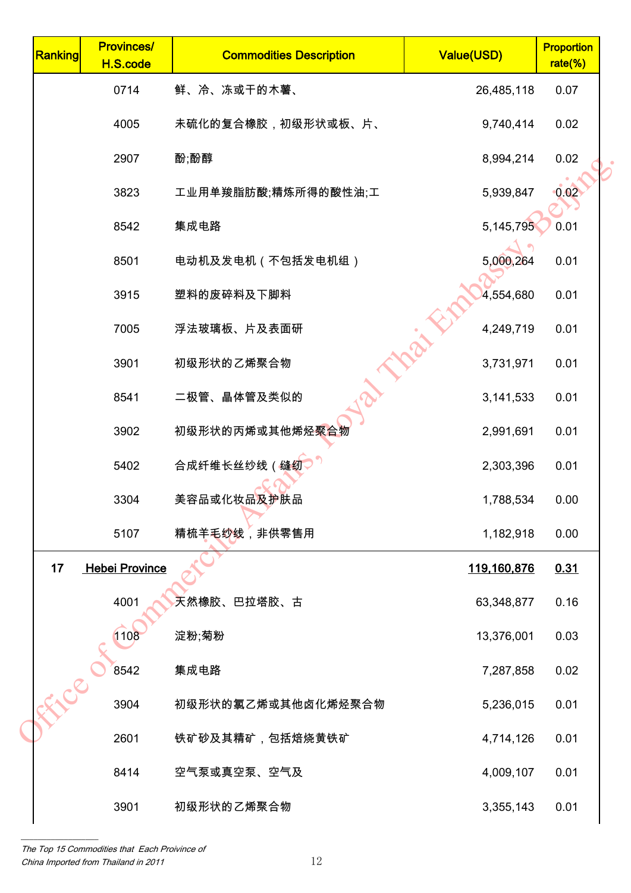| Ranking | Provinces/ H.S.code | Commodities Description | Value(USD) | Proportion rate(%) |
|---|---|---|---|---|
| | 0714 | 鲜、冷、冻或干的木薯、 | 26,485,118 | 0.07 |
| | 4005 | 未硫化的复合橡胶，初级形状或板、片、 | 9,740,414 | 0.02 |
| | 2907 | 酚;酚醇 | 8,994,214 | 0.02 |
| | 3823 | 工业用单羧脂肪酸;精炼所得的酸性油;工 | 5,939,847 | 0.02 |
| | 8542 | 集成电路 | 5,145,795 | 0.01 |
| | 8501 | 电动机及发电机（不包括发电机组） | 5,000,264 | 0.01 |
| | 3915 | 塑料的废碎料及下脚料 | 4,554,680 | 0.01 |
| | 7005 | 浮法玻璃板、片及表面研 | 4,249,719 | 0.01 |
| | 3901 | 初级形状的乙烯聚合物 | 3,731,971 | 0.01 |
| | 8541 | 二极管、晶体管及类似的 | 3,141,533 | 0.01 |
| | 3902 | 初级形状的丙烯或其他烯烃聚合物 | 2,991,691 | 0.01 |
| | 5402 | 合成纤维长丝纱线（缝纫 | 2,303,396 | 0.01 |
| | 3304 | 美容品或化妆品及护肤品 | 1,788,534 | 0.00 |
| | 5107 | 精梳羊毛纱线，非供零售用 | 1,182,918 | 0.00 |
| 17 | Hebei Province | | 119,160,876 | 0.31 |
| | 4001 | 天然橡胶、巴拉塔胶、古 | 63,348,877 | 0.16 |
| | 1108 | 淀粉;菊粉 | 13,376,001 | 0.03 |
| | 8542 | 集成电路 | 7,287,858 | 0.02 |
| | 3904 | 初级形状的氯乙烯或其他卤化烯烃聚合物 | 5,236,015 | 0.01 |
| | 2601 | 铁矿砂及其精矿，包括焙烧黄铁矿 | 4,714,126 | 0.01 |
| | 8414 | 空气泵或真空泵、空气及 | 4,009,107 | 0.01 |
| | 3901 | 初级形状的乙烯聚合物 | 3,355,143 | 0.01 |

*The Top 15 Commodities that Each Privince of China Imported from Thailand in 2011*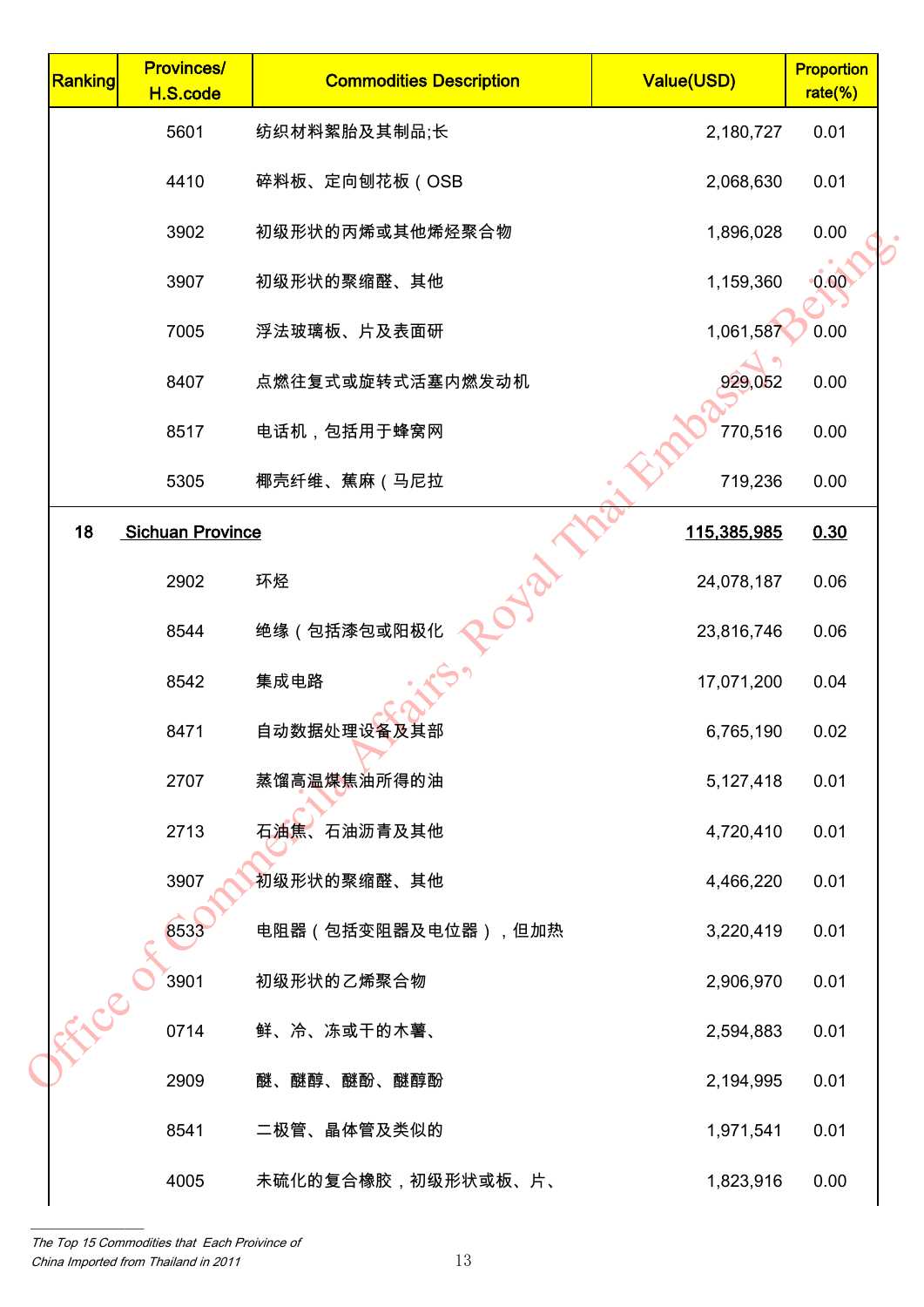| Ranking | Provinces/ H.S.code | Commodities Description | Value(USD) | Proportion rate(%) |
|---|---|---|---|---|
| | 5601 | 纺织材料絮胎及其制品;长 | 2,180,727 | 0.01 |
| | 4410 | 碎料板、定向刨花板（OSB | 2,068,630 | 0.01 |
| | 3902 | 初级形状的丙烯或其他烯烃聚合物 | 1,896,028 | 0.00 |
| | 3907 | 初级形状的聚缩醛、其他 | 1,159,360 | 0.00 |
| | 7005 | 浮法玻璃板、片及表面研 | 1,061,587 | 0.00 |
| | 8407 | 点燃往复式或旋转式活塞内燃发动机 | 929,052 | 0.00 |
| | 8517 | 电话机，包括用于蜂窝网 | 770,516 | 0.00 |
| | 5305 | 椰壳纤维、蕉麻（马尼拉 | 719,236 | 0.00 |
| 18 | Sichuan Province | | 115,385,985 | 0.30 |
| | 2902 | 环烃 | 24,078,187 | 0.06 |
| | 8544 | 绝缘（包括漆包或阳极化 | 23,816,746 | 0.06 |
| | 8542 | 集成电路 | 17,071,200 | 0.04 |
| | 8471 | 自动数据处理设备及其部 | 6,765,190 | 0.02 |
| | 2707 | 蒸馏高温煤焦油所得的油 | 5,127,418 | 0.01 |
| | 2713 | 石油焦、石油沥青及其他 | 4,720,410 | 0.01 |
| | 3907 | 初级形状的聚缩醛、其他 | 4,466,220 | 0.01 |
| | 8533 | 电阻器（包括变阻器及电位器），但加热 | 3,220,419 | 0.01 |
| | 3901 | 初级形状的乙烯聚合物 | 2,906,970 | 0.01 |
| | 0714 | 鲜、冷、冻或干的木薯、 | 2,594,883 | 0.01 |
| | 2909 | 醚、醚醇、醚酚、醚醇酚 | 2,194,995 | 0.01 |
| | 8541 | 二极管、晶体管及类似的 | 1,971,541 | 0.01 |
| | 4005 | 未硫化的复合橡胶，初级形状或板、片、 | 1,823,916 | 0.00 |

*The Top 15 Commodities that Each Province of China Imported from Thailand in 2011*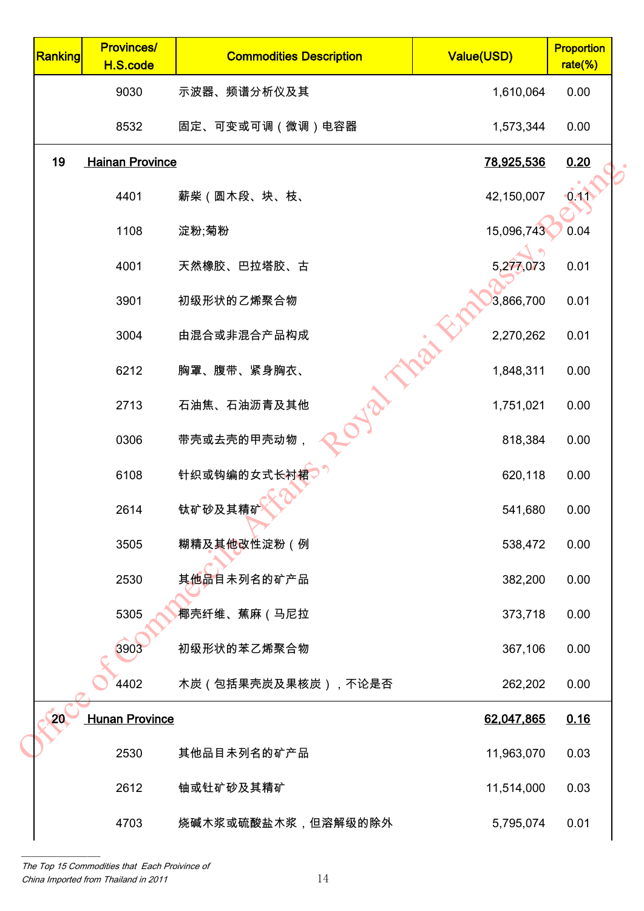| Ranking | Provinces/ H.S.code | Commodities Description | Value(USD) | Proportion rate(%) |
|---|---|---|---|---|
| | 9030 | 示波器、频谱分析仪及其 | 1,610,064 | 0.00 |
| | 8532 | 固定、可变或可调（微调）电容器 | 1,573,344 | 0.00 |
| 19 | Hainan Province | | 78,925,536 | 0.20 |
| | 4401 | 薪柴（圆木段、块、枝、 | 42,150,007 | 0.11 |
| | 1108 | 淀粉;菊粉 | 15,096,743 | 0.04 |
| | 4001 | 天然橡胶、巴拉塔胶、古 | 5,277,073 | 0.01 |
| | 3901 | 初级形状的乙烯聚合物 | 3,866,700 | 0.01 |
| | 3004 | 由混合或非混合产品构成 | 2,270,262 | 0.01 |
| | 6212 | 胸罩、腹带、紧身胸衣、 | 1,848,311 | 0.00 |
| | 2713 | 石油焦、石油沥青及其他 | 1,751,021 | 0.00 |
| | 0306 | 带壳或去壳的甲壳动物， | 818,384 | 0.00 |
| | 6108 | 针织或钩编的女式长衬裙 | 620,118 | 0.00 |
| | 2614 | 钛矿砂及其精矿 | 541,680 | 0.00 |
| | 3505 | 糊精及其他改性淀粉（例 | 538,472 | 0.00 |
| | 2530 | 其他品目未列名的矿产品 | 382,200 | 0.00 |
| | 5305 | 椰壳纤维、蕉麻（马尼拉 | 373,718 | 0.00 |
| | 3903 | 初级形状的苯乙烯聚合物 | 367,106 | 0.00 |
| | 4402 | 木炭（包括果壳炭及果核炭），不论是否 | 262,202 | 0.00 |
| 20 | Hunan Province | | 62,047,865 | 0.16 |
| | 2530 | 其他品目未列名的矿产品 | 11,963,070 | 0.03 |
| | 2612 | 铀或钍矿砂及其精矿 | 11,514,000 | 0.03 |
| | 4703 | 烧碱木浆或硫酸盐木浆，但溶解级的除外 | 5,795,074 | 0.01 |

*The Top 15 Commodities that Each Proivince of China Imported from Thailand in 2011*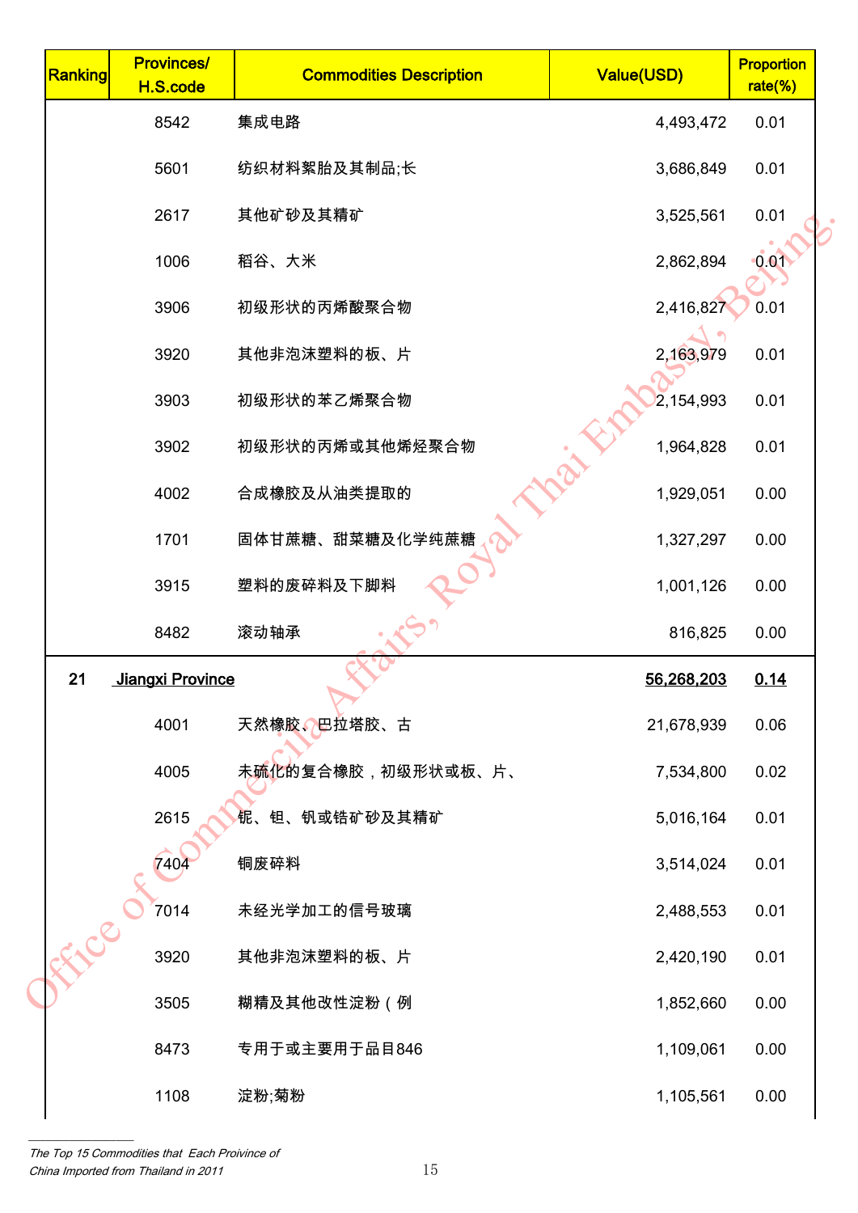| Ranking | Provinces/ H.S.code | Commodities Description | Value(USD) | Proportion rate(%) |
|---|---|---|---|---|
| | 8542 | 集成电路 | 4,493,472 | 0.01 |
| | 5601 | 纺织材料絮胎及其制品;长 | 3,686,849 | 0.01 |
| | 2617 | 其他矿砂及其精矿 | 3,525,561 | 0.01 |
| | 1006 | 稻谷、大米 | 2,862,894 | 0.01 |
| | 3906 | 初级形状的丙烯酸聚合物 | 2,416,827 | 0.01 |
| | 3920 | 其他非泡沫塑料的板、片 | 2,163,979 | 0.01 |
| | 3903 | 初级形状的苯乙烯聚合物 | 2,154,993 | 0.01 |
| | 3902 | 初级形状的丙烯或其他烯烃聚合物 | 1,964,828 | 0.01 |
| | 4002 | 合成橡胶及从油类提取的 | 1,929,051 | 0.00 |
| | 1701 | 固体甘蔗糖、甜菜糖及化学纯蔗糖 | 1,327,297 | 0.00 |
| | 3915 | 塑料的废碎料及下脚料 | 1,001,126 | 0.00 |
| | 8482 | 滚动轴承 | 816,825 | 0.00 |
| 21 | **Jiangxi Province** | | **56,268,203** | **0.14** |
| | 4001 | 天然橡胶、巴拉塔胶、古 | 21,678,939 | 0.06 |
| | 4005 | 未硫化的复合橡胶，初级形状或板、片、 | 7,534,800 | 0.02 |
| | 2615 | 铌、钽、钒或锆矿砂及其精矿 | 5,016,164 | 0.01 |
| | 7404 | 铜废碎料 | 3,514,024 | 0.01 |
| | 7014 | 未经光学加工的信号玻璃 | 2,488,553 | 0.01 |
| | 3920 | 其他非泡沫塑料的板、片 | 2,420,190 | 0.01 |
| | 3505 | 糊精及其他改性淀粉（例 | 1,852,660 | 0.00 |
| | 8473 | 专用于或主要用于品目846 | 1,109,061 | 0.00 |
| | 1108 | 淀粉;菊粉 | 1,105,561 | 0.00 |

*The Top 15 Commodities that Each Proivince of China Imported from Thailand in 2011*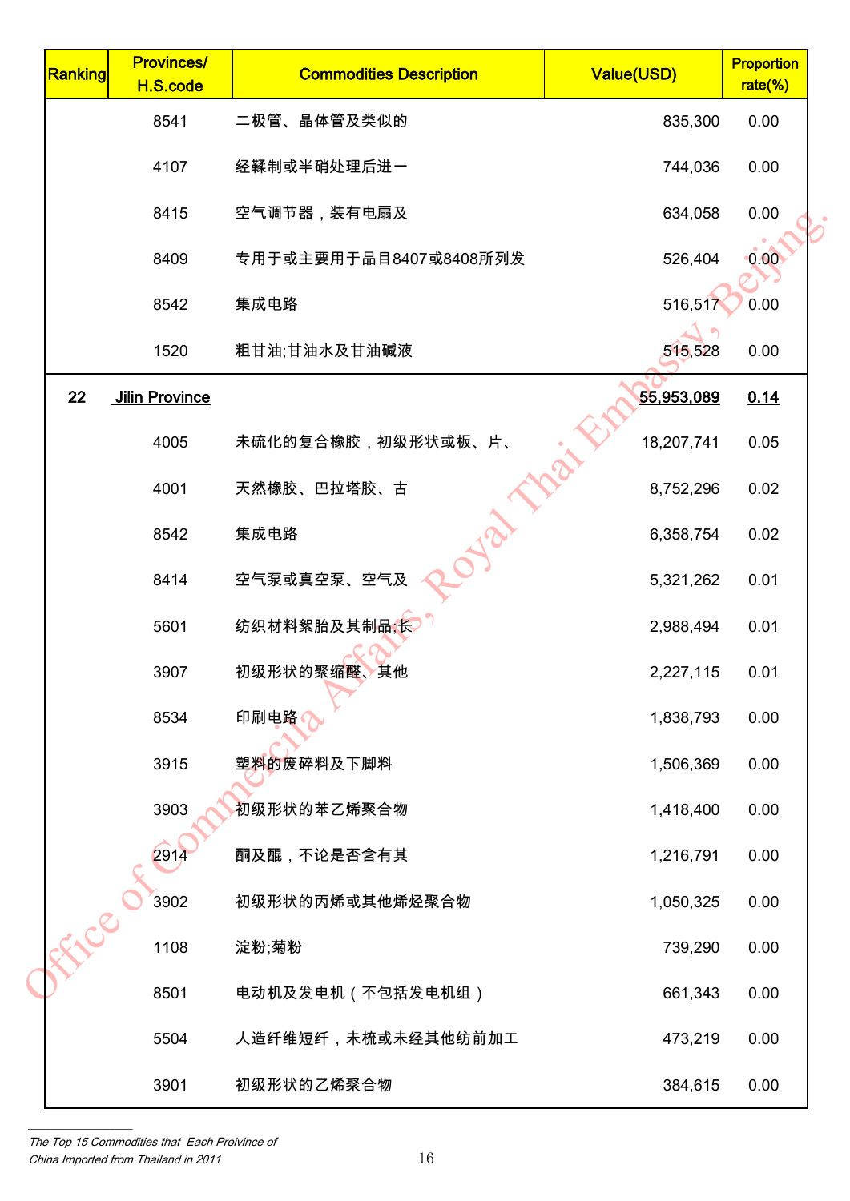| Ranking | Provinces/ H.S.code | Commodities Description | Value(USD) | Proportion rate(%) |
|---|---|---|---|---|
| | 8541 | 二极管、晶体管及类似的 | 835,300 | 0.00 |
| | 4107 | 经鞣制或半硝处理后进一 | 744,036 | 0.00 |
| | 8415 | 空气调节器，装有电扇及 | 634,058 | 0.00 |
| | 8409 | 专用于或主要用于品目8407或8408所列发 | 526,404 | 0.00 |
| | 8542 | 集成电路 | 516,517 | 0.00 |
| | 1520 | 粗甘油;甘油水及甘油碱液 | 515,528 | 0.00 |
| 22 | Jilin Province | | 55,953,089 | 0.14 |
| | 4005 | 未硫化的复合橡胶，初级形状或板、片、 | 18,207,741 | 0.05 |
| | 4001 | 天然橡胶、巴拉塔胶、古 | 8,752,296 | 0.02 |
| | 8542 | 集成电路 | 6,358,754 | 0.02 |
| | 8414 | 空气泵或真空泵、空气及 | 5,321,262 | 0.01 |
| | 5601 | 纺织材料絮胎及其制品;长 | 2,988,494 | 0.01 |
| | 3907 | 初级形状的聚缩醛、其他 | 2,227,115 | 0.01 |
| | 8534 | 印刷电路 | 1,838,793 | 0.00 |
| | 3915 | 塑料的废碎料及下脚料 | 1,506,369 | 0.00 |
| | 3903 | 初级形状的苯乙烯聚合物 | 1,418,400 | 0.00 |
| | 2914 | 酮及醌，不论是否含有其 | 1,216,791 | 0.00 |
| | 3902 | 初级形状的丙烯或其他烯烃聚合物 | 1,050,325 | 0.00 |
| | 1108 | 淀粉;菊粉 | 739,290 | 0.00 |
| | 8501 | 电动机及发电机（不包括发电机组） | 661,343 | 0.00 |
| | 5504 | 人造纤维短纤，未梳或未经其他纺前加工 | 473,219 | 0.00 |
| | 3901 | 初级形状的乙烯聚合物 | 384,615 | 0.00 |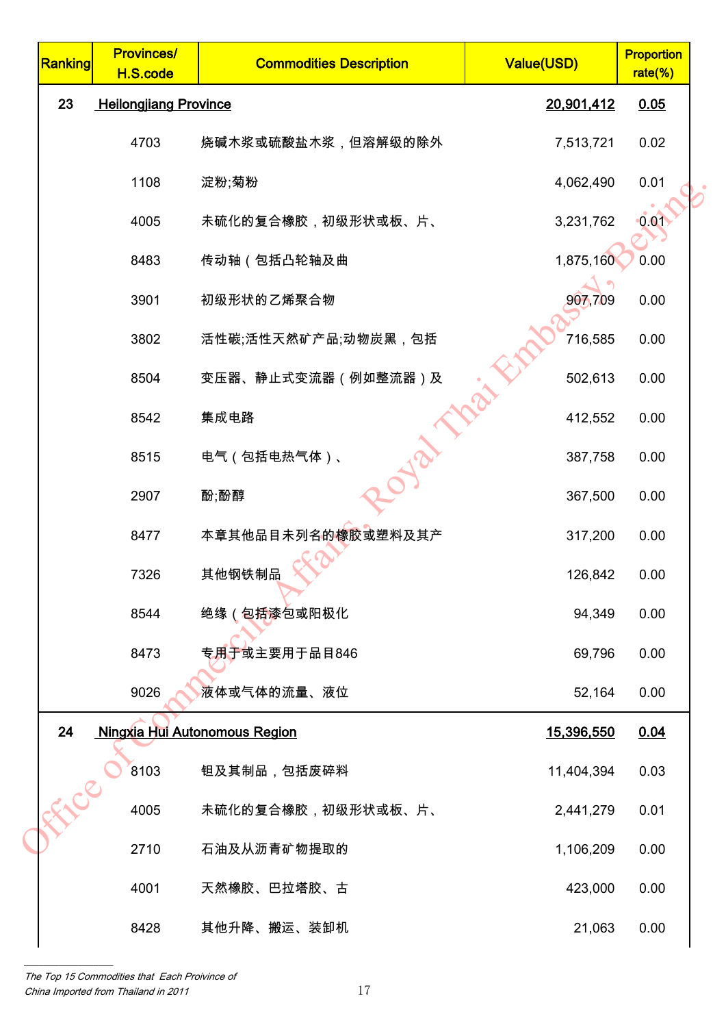| Ranking | Provinces/ H.S.code | Commodities Description | Value(USD) | Proportion rate(%) |
|---|---|---|---|---|
| 23 | Heilongjiang Province | | 20,901,412 | 0.05 |
| | 4703 | 烧碱木浆或硫酸盐木浆，但溶解级的除外 | 7,513,721 | 0.02 |
| | 1108 | 淀粉;菊粉 | 4,062,490 | 0.01 |
| | 4005 | 未硫化的复合橡胶，初级形状或板、片、 | 3,231,762 | 0.01 |
| | 8483 | 传动轴（包括凸轮轴及曲 | 1,875,160 | 0.00 |
| | 3901 | 初级形状的乙烯聚合物 | 907,709 | 0.00 |
| | 3802 | 活性碳;活性天然矿产品;动物炭黑，包括 | 716,585 | 0.00 |
| | 8504 | 变压器、静止式变流器（例如整流器）及 | 502,613 | 0.00 |
| | 8542 | 集成电路 | 412,552 | 0.00 |
| | 8515 | 电气（包括电热气体）、 | 387,758 | 0.00 |
| | 2907 | 酚;酚醇 | 367,500 | 0.00 |
| | 8477 | 本章其他品目未列名的橡胶或塑料及其产 | 317,200 | 0.00 |
| | 7326 | 其他钢铁制品 | 126,842 | 0.00 |
| | 8544 | 绝缘（包括漆包或阳极化 | 94,349 | 0.00 |
| | 8473 | 专用于或主要用于品目846 | 69,796 | 0.00 |
| | 9026 | 液体或气体的流量、液位 | 52,164 | 0.00 |
| 24 | Ningxia Hui Autonomous Region | | 15,396,550 | 0.04 |
| | 8103 | 钽及其制品，包括废碎料 | 11,404,394 | 0.03 |
| | 4005 | 未硫化的复合橡胶，初级形状或板、片、 | 2,441,279 | 0.01 |
| | 2710 | 石油及从沥青矿物提取的 | 1,106,209 | 0.00 |
| | 4001 | 天然橡胶、巴拉塔胶、古 | 423,000 | 0.00 |
| | 8428 | 其他升降、搬运、装卸机 | 21,063 | 0.00 |

*The Top 15 Commodities that Each Province of China Imported from Thailand in 2011*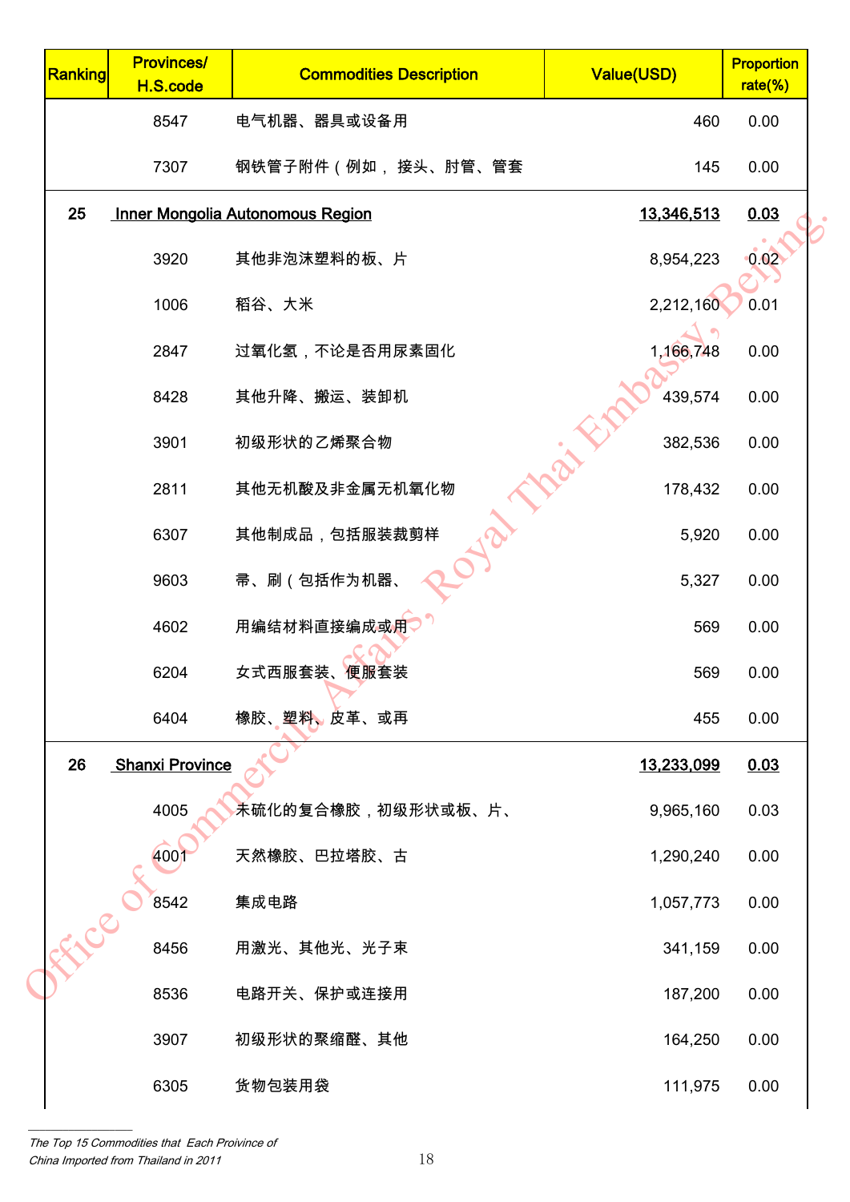| Ranking | Provinces/ H.S.code | Commodities Description | Value(USD) | Proportion rate(%) |
|---|---|---|---|---|
| | 8547 | 电气机器、器具或设备用 | 460 | 0.00 |
| | 7307 | 钢铁管子附件（例如， 接头、肘管、管套 | 145 | 0.00 |
| 25 | Inner Mongolia Autonomous Region | | 13,346,513 | 0.03 |
| | 3920 | 其他非泡沫塑料的板、片 | 8,954,223 | 0.02 |
| | 1006 | 稻谷、大米 | 2,212,160 | 0.01 |
| | 2847 | 过氧化氢，不论是否用尿素固化 | 1,166,748 | 0.00 |
| | 8428 | 其他升降、搬运、装卸机 | 439,574 | 0.00 |
| | 3901 | 初级形状的乙烯聚合物 | 382,536 | 0.00 |
| | 2811 | 其他无机酸及非金属无机氧化物 | 178,432 | 0.00 |
| | 6307 | 其他制成品，包括服装裁剪样 | 5,920 | 0.00 |
| | 9603 | 帚、刷（包括作为机器、 | 5,327 | 0.00 |
| | 4602 | 用编结材料直接编成或用 | 569 | 0.00 |
| | 6204 | 女式西服套装、便服套装 | 569 | 0.00 |
| | 6404 | 橡胶、塑料、皮革、或再 | 455 | 0.00 |
| 26 | Shanxi Province | | 13,233,099 | 0.03 |
| | 4005 | 未硫化的复合橡胶，初级形状或板、片、 | 9,965,160 | 0.03 |
| | 4001 | 天然橡胶、巴拉塔胶、古 | 1,290,240 | 0.00 |
| | 8542 | 集成电路 | 1,057,773 | 0.00 |
| | 8456 | 用激光、其他光、光子束 | 341,159 | 0.00 |
| | 8536 | 电路开关、保护或连接用 | 187,200 | 0.00 |
| | 3907 | 初级形状的聚缩醛、其他 | 164,250 | 0.00 |
| | 6305 | 货物包装用袋 | 111,975 | 0.00 |

*The Top 15 Commodities that Each Proivince of China Imported from Thailand in 2011*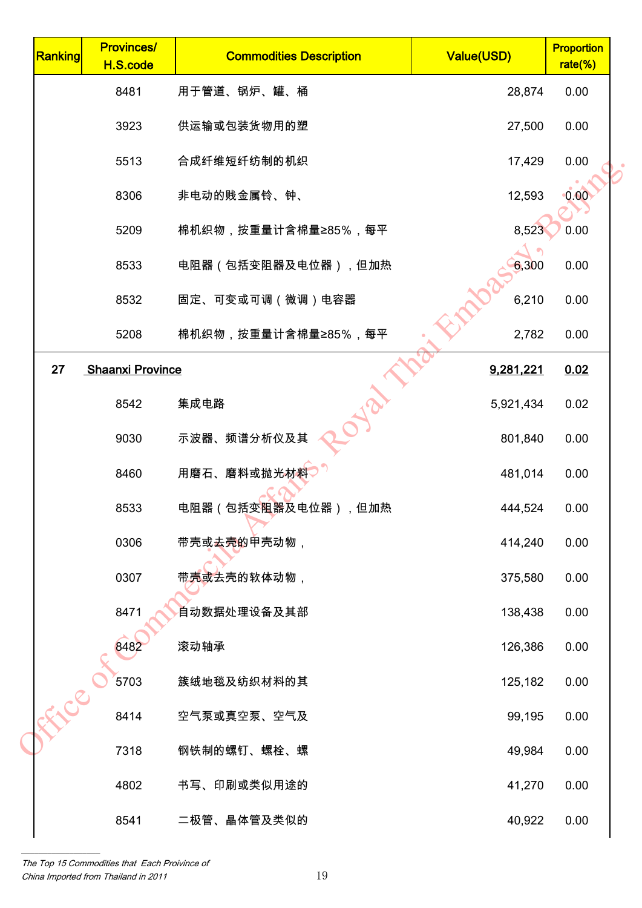| Ranking | Provinces/ H.S.code | Commodities Description | Value(USD) | Proportion rate(%) |
|---|---|---|---|---|
| | 8481 | 用于管道、锅炉、罐、桶 | 28,874 | 0.00 |
| | 3923 | 供运输或包装货物用的塑 | 27,500 | 0.00 |
| | 5513 | 合成纤维短纤纺制的机织 | 17,429 | 0.00 |
| | 8306 | 非电动的贱金属铃、钟、 | 12,593 | 0.00 |
| | 5209 | 棉机织物，按重量计含棉量≥85%，每平 | 8,523 | 0.00 |
| | 8533 | 电阻器（包括变阻器及电位器），但加热 | 6,300 | 0.00 |
| | 8532 | 固定、可变或可调（微调）电容器 | 6,210 | 0.00 |
| | 5208 | 棉机织物，按重量计含棉量≥85%，每平 | 2,782 | 0.00 |
| 27 | **Shaanxi Province** | | **9,281,221** | **0.02** |
| | 8542 | 集成电路 | 5,921,434 | 0.02 |
| | 9030 | 示波器、频谱分析仪及其 | 801,840 | 0.00 |
| | 8460 | 用磨石、磨料或抛光材料 | 481,014 | 0.00 |
| | 8533 | 电阻器（包括变阻器及电位器），但加热 | 444,524 | 0.00 |
| | 0306 | 带壳或去壳的甲壳动物， | 414,240 | 0.00 |
| | 0307 | 带壳或去壳的软体动物， | 375,580 | 0.00 |
| | 8471 | 自动数据处理设备及其部 | 138,438 | 0.00 |
| | 8482 | 滚动轴承 | 126,386 | 0.00 |
| | 5703 | 簇绒地毯及纺织材料的其 | 125,182 | 0.00 |
| | 8414 | 空气泵或真空泵、空气及 | 99,195 | 0.00 |
| | 7318 | 钢铁制的螺钉、螺栓、螺 | 49,984 | 0.00 |
| | 4802 | 书写、印刷或类似用途的 | 41,270 | 0.00 |
| | 8541 | 二极管、晶体管及类似的 | 40,922 | 0.00 |

*The Top 15 Commodities that Each Proivince of China Imported from Thailand in 2011*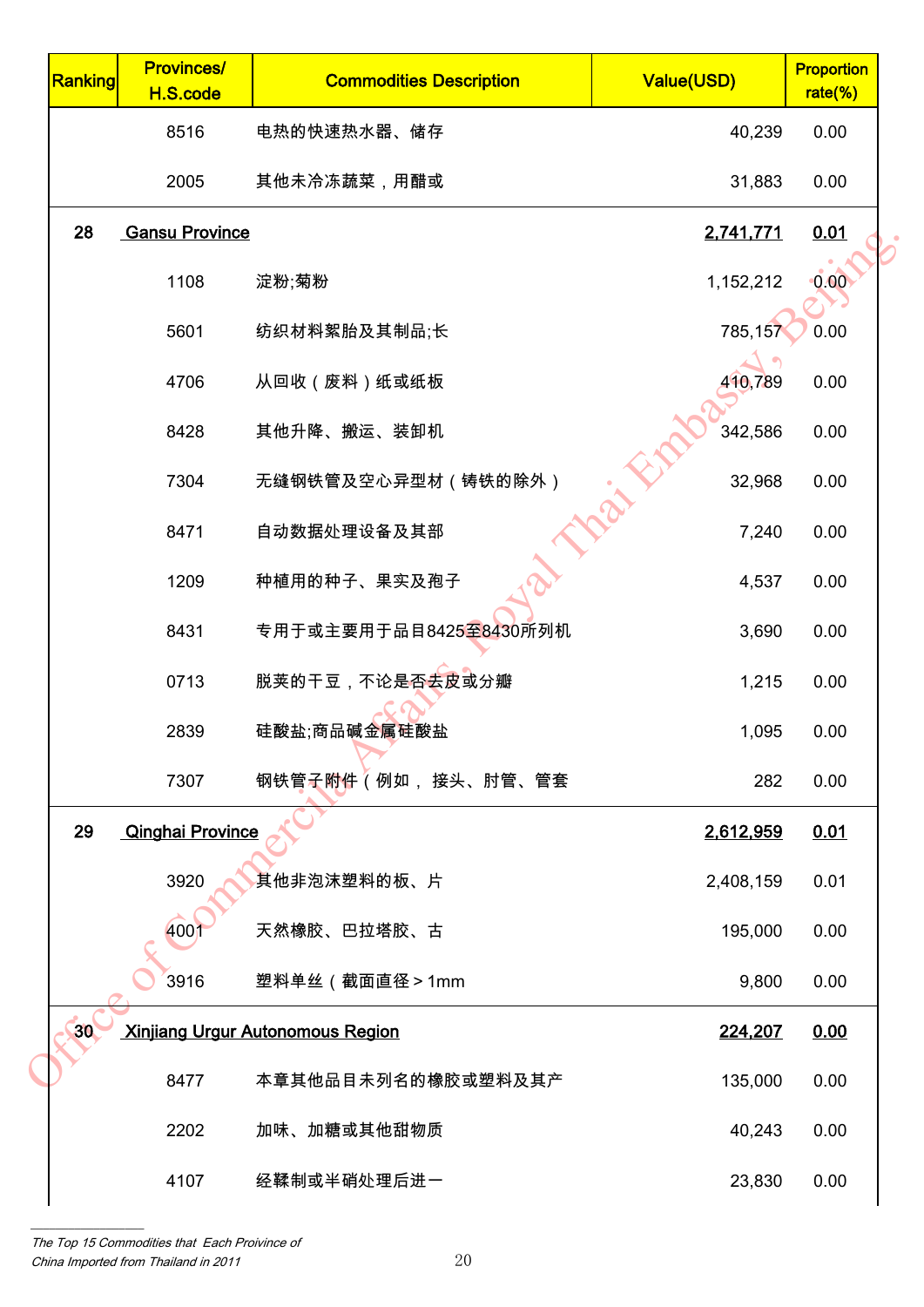| Ranking | Provinces/ H.S.code | Commodities Description | Value(USD) | Proportion rate(%) |
|---|---|---|---|---|
| | 8516 | 电热的快速热水器、储存 | 40,239 | 0.00 |
| | 2005 | 其他未冷冻蔬菜，用醋或 | 31,883 | 0.00 |
| 28 | Gansu Province | | 2,741,771 | 0.01 |
| | 1108 | 淀粉;菊粉 | 1,152,212 | 0.00 |
| | 5601 | 纺织材料絮胎及其制品;长 | 785,157 | 0.00 |
| | 4706 | 从回收（废料）纸或纸板 | 410,789 | 0.00 |
| | 8428 | 其他升降、搬运、装卸机 | 342,586 | 0.00 |
| | 7304 | 无缝钢铁管及空心异型材（铸铁的除外） | 32,968 | 0.00 |
| | 8471 | 自动数据处理设备及其部 | 7,240 | 0.00 |
| | 1209 | 种植用的种子、果实及孢子 | 4,537 | 0.00 |
| | 8431 | 专用于或主要用于品目8425至8430所列机 | 3,690 | 0.00 |
| | 0713 | 脱荚的干豆，不论是否去皮或分瓣 | 1,215 | 0.00 |
| | 2839 | 硅酸盐;商品碱金属硅酸盐 | 1,095 | 0.00 |
| | 7307 | 钢铁管子附件（例如， 接头、肘管、管套 | 282 | 0.00 |
| 29 | Qinghai Province | | 2,612,959 | 0.01 |
| | 3920 | 其他非泡沫塑料的板、片 | 2,408,159 | 0.01 |
| | 4001 | 天然橡胶、巴拉塔胶、古 | 195,000 | 0.00 |
| | 3916 | 塑料单丝（截面直径＞1mm | 9,800 | 0.00 |
| 30 | Xinjiang Urgur Autonomous Region | | 224,207 | 0.00 |
| | 8477 | 本章其他品目未列名的橡胶或塑料及其产 | 135,000 | 0.00 |
| | 2202 | 加味、加糖或其他甜物质 | 40,243 | 0.00 |
| | 4107 | 经鞣制或半硝处理后进一 | 23,830 | 0.00 |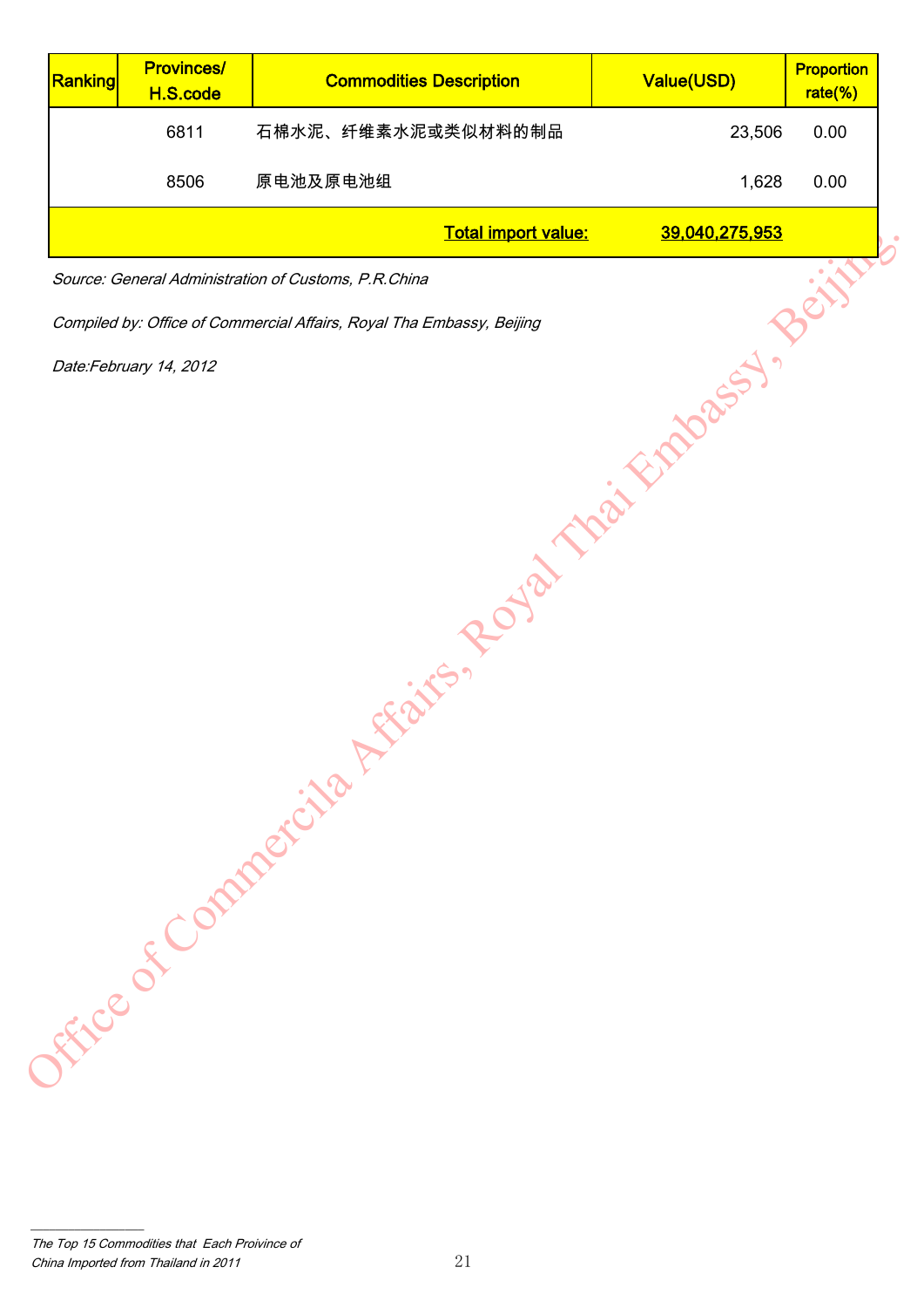| Ranking | Provinces/ H.S.code | Commodities Description | Value(USD) | Proportion rate(%) |
| --- | --- | --- | --- | --- |
| | 6811 | 石棉水泥、纤维素水泥或类似材料的制品 | 23,506 | 0.00 |
| | 8506 | 原电池及原电池组 | 1,628 | 0.00 |
| | | **Total import value:** | **39,040,275,953** | |

*Source: General Administration of Customs, P.R.China*

*Compiled by: Office of Commercial Affairs, Royal Tha Embassy, Beijing*

*Date:February 14, 2012*